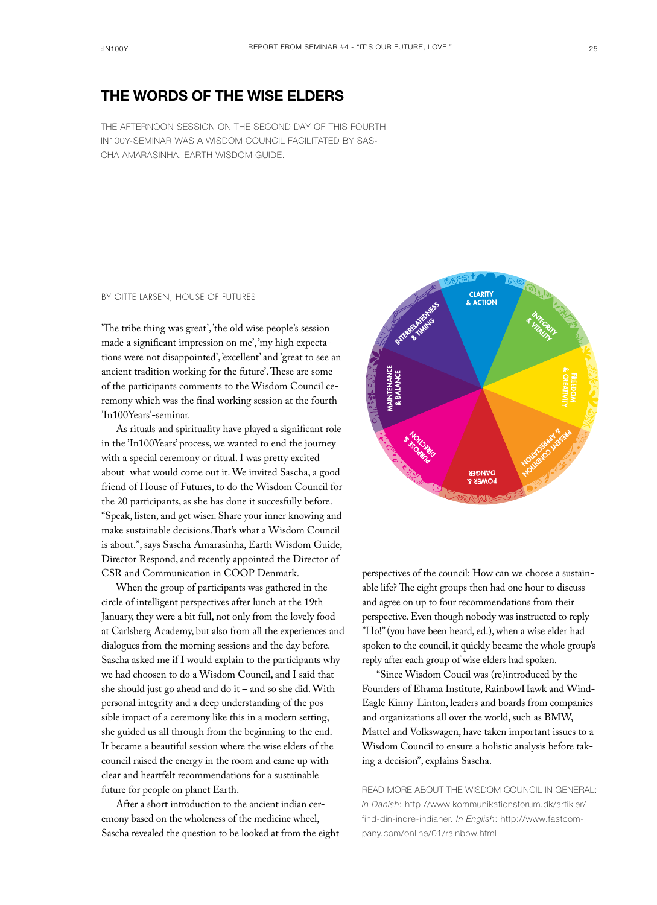# THE WORDS OF THE WISE ELDERS

THE AFTERNOON SESSION ON THE SECOND DAY OF THIS FOURTH IN100Y-SEMINAR WAS A WISDOM COUNCIL FACILITATED BY SASCHA AMARASINHA, EARTH WISDOM GUIDE.

BY GITTE LARSEN, HOUSE OF FUTURES

'The tribe thing was great', 'the old wise people's session made a significant impression on me', 'my high expectations were not disappointed', 'excellent' and 'great to see an ancient tradition working for the future'. These are some of the participants comments to the Wisdom Council ceremony which was the final working session at the fourth 'In100Years'-seminar.

As rituals and spirituality have played a significant role in the 'In100Years' process, we wanted to end the journey with a special ceremony or ritual. I was pretty excited about what would come out it. We invited Sascha, a good friend of House of Futures, to do the Wisdom Council for the 20 participants, as she has done it succesfully before. "Speak, listen, and get wiser. Share your inner knowing and make sustainable decisions. That's what a Wisdom Council is about.", says Sascha Amarasinha, Earth Wisdom Guide, Director Respond, and recently appointed the Director of CSR and Communication in COOP Denmark.

When the group of participants was gathered in the circle of intelligent perspectives after lunch at the 19th January, they were a bit full, not only from the lovely food at Carlsberg Academy, but also from all the experiences and dialogues from the morning sessions and the day before. Sascha asked me if I would explain to the participants why we had choosen to do a Wisdom Council, and I said that she should just go ahead and do it – and so she did. With personal integrity and a deep understanding of the possible impact of a ceremony like this in a modern setting, she guided us all through from the beginning to the end. It became a beautiful session where the wise elders of the council raised the energy in the room and came up with clear and heartfelt recommendations for a sustainable future for people on planet Earth.

After a short introduction to the ancient indian ceremony based on the wholeness of the medicine wheel, Sascha revealed the question to be looked at from the eight perspectives of the council: How can we choose a sustainable life? The eight groups then had one hour to discuss and agree on up to four recommendations from their perspective. Even though nobody was instructed to reply "Ho!" (you have been heard, ed.), when a wise elder had spoken to the council, it quickly became the whole group's reply after each group of wise elders had spoken.

"Since Wisdom Coucil was (re)introduced by the Founders of Ehama Institute, RainbowHawk and Wind-Eagle Kinny-Linton, leaders and boards from companies and organizations all over the world, such as BMW, Mattel and Volkswagen, have taken important issues to a Wisdom Council to ensure a holistic analysis before taking a decision", explains Sascha.

READ MORE ABOUT THE WISDOM COUNCIL IN GENERAL: *In Danish*: http://www.kommunikationsforum.dk/artikler/find-din-indre-indianer. *In English*: http://www.fastcompany.com/online/01/rainbow.html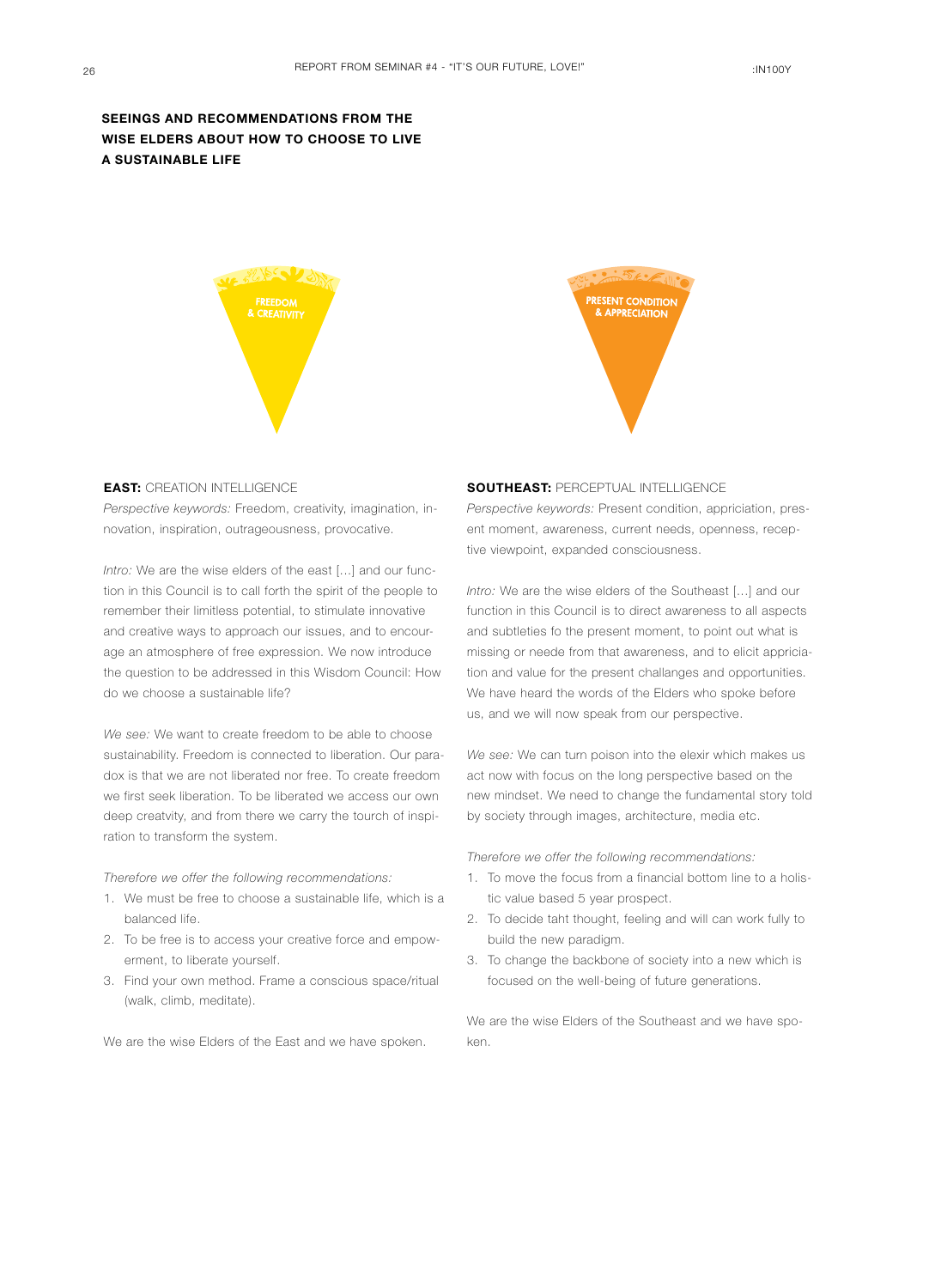## SEEINGS AND RECOMMENDATIONS FROM THE WISE ELDERS ABOUT HOW TO CHOOSE TO LIVE A SUSTAINABLE LIFE

FREEDOM & CREATIVITY

PRESENT CONDITION & APPRECIATION

**EAST:** CREATION INTELLIGENCE

*Perspective keywords:* Freedom, creativity, imagination, innovation, inspiration, outrageousness, provocative.

*Intro:* We are the wise elders of the east [...] and our function in this Council is to call forth the spirit of the people to remember their limitless potential, to stimulate innovative and creative ways to approach our issues, and to encourage an atmosphere of free expression. We now introduce the question to be addressed in this Wisdom Council: How do we choose a sustainable life?

*We see:* We want to create freedom to be able to choose sustainability. Freedom is connected to liberation. Our paradox is that we are not liberated nor free. To create freedom we first seek liberation. To be liberated we access our own deep creatvity, and from there we carry the tourch of inspiration to transform the system.

*Therefore we offer the following recommendations:*

1. We must be free to choose a sustainable life, which is a balanced life.
2. To be free is to access your creative force and empowerment, to liberate yourself.
3. Find your own method. Frame a conscious space/ritual (walk, climb, meditate).

We are the wise Elders of the East and we have spoken.

**SOUTHEAST:** PERCEPTUAL INTELLIGENCE

*Perspective keywords:* Present condition, appriciation, present moment, awareness, current needs, openness, receptive viewpoint, expanded consciousness.

*Intro:* We are the wise elders of the Southeast [...] and our function in this Council is to direct awareness to all aspects and subtleties fo the present moment, to point out what is missing or neede from that awareness, and to elicit appriciation and value for the present challanges and opportunities. We have heard the words of the Elders who spoke before us, and we will now speak from our perspective.

*We see:* We can turn poison into the elexir which makes us act now with focus on the long perspective based on the new mindset. We need to change the fundamental story told by society through images, architecture, media etc.

*Therefore we offer the following recommendations:*

1. To move the focus from a financial bottom line to a holistic value based 5 year prospect.
2. To decide taht thought, feeling and will can work fully to build the new paradigm.
3. To change the backbone of society into a new which is focused on the well-being of future generations.

We are the wise Elders of the Southeast and we have spoken.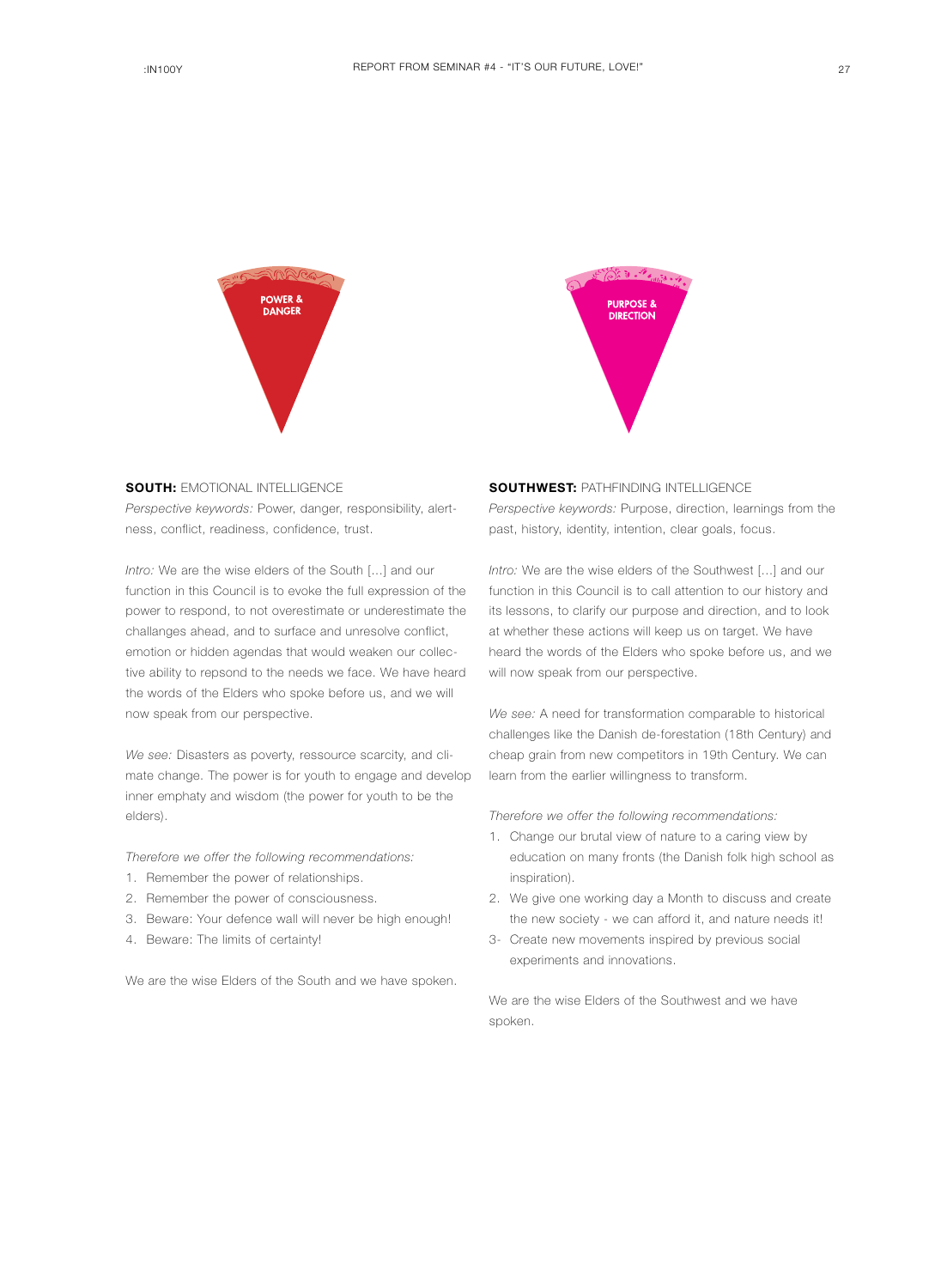POWER & DANGER

PURPOSE & DIRECTION

**SOUTH:** EMOTIONAL INTELLIGENCE

*Perspective keywords:* Power, danger, responsibility, alertness, conflict, readiness, confidence, trust.

*Intro:* We are the wise elders of the South [...] and our function in this Council is to evoke the full expression of the power to respond, to not overestimate or underestimate the challanges ahead, and to surface and unresolve conflict, emotion or hidden agendas that would weaken our collective ability to repsond to the needs we face. We have heard the words of the Elders who spoke before us, and we will now speak from our perspective.

*We see:* Disasters as poverty, ressource scarcity, and climate change. The power is for youth to engage and develop inner emphaty and wisdom (the power for youth to be the elders).

*Therefore we offer the following recommendations:*

1. Remember the power of relationships.
2. Remember the power of consciousness.
3. Beware: Your defence wall will never be high enough!
4. Beware: The limits of certainty!

We are the wise Elders of the South and we have spoken.

**SOUTHWEST:** PATHFINDING INTELLIGENCE

*Perspective keywords:* Purpose, direction, learnings from the past, history, identity, intention, clear goals, focus.

*Intro:* We are the wise elders of the Southwest [...] and our function in this Council is to call attention to our history and its lessons, to clarify our purpose and direction, and to look at whether these actions will keep us on target. We have heard the words of the Elders who spoke before us, and we will now speak from our perspective.

*We see:* A need for transformation comparable to historical challenges like the Danish de-forestation (18th Century) and cheap grain from new competitors in 19th Century. We can learn from the earlier willingness to transform.

*Therefore we offer the following recommendations:*

1. Change our brutal view of nature to a caring view by education on many fronts (the Danish folk high school as inspiration).
2. We give one working day a Month to discuss and create the new society - we can afford it, and nature needs it!
3. Create new movements inspired by previous social experiments and innovations.

We are the wise Elders of the Southwest and we have spoken.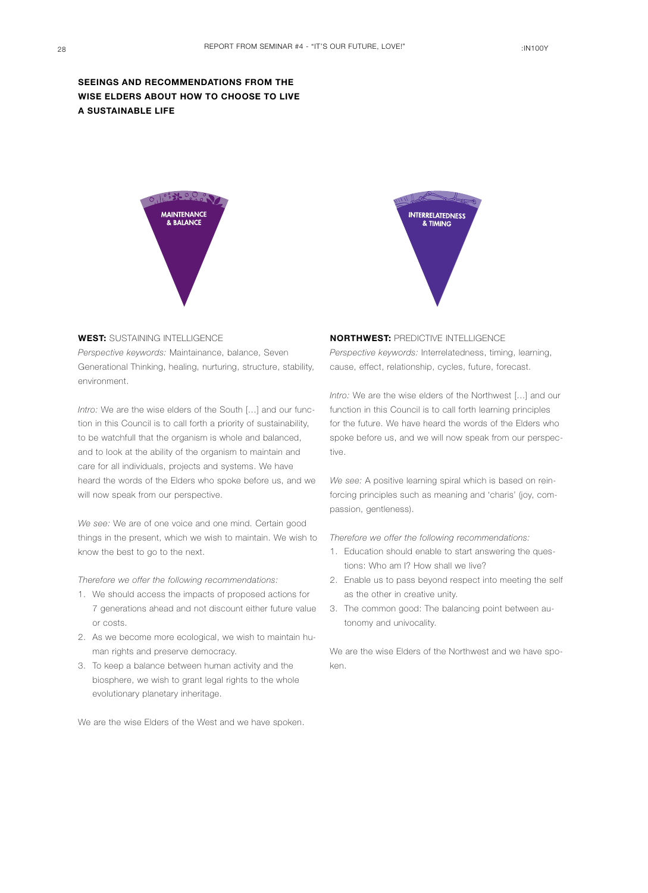## SEEINGS AND RECOMMENDATIONS FROM THE WISE ELDERS ABOUT HOW TO CHOOSE TO LIVE A SUSTAINABLE LIFE

MAINTENANCE & BALANCE

INTERRELATEDNESS & TIMING

**WEST:** SUSTAINING INTELLIGENCE

*Perspective keywords:* Maintainance, balance, Seven Generational Thinking, healing, nurturing, structure, stability, environment.

*Intro:* We are the wise elders of the South [...] and our function in this Council is to call forth a priority of sustainability, to be watchfull that the organism is whole and balanced, and to look at the ability of the organism to maintain and care for all individuals, projects and systems. We have heard the words of the Elders who spoke before us, and we will now speak from our perspective.

*We see:* We are of one voice and one mind. Certain good things in the present, which we wish to maintain. We wish to know the best to go to the next.

*Therefore we offer the following recommendations:*

1. We should access the impacts of proposed actions for 7 generations ahead and not discount either future value or costs.
2. As we become more ecological, we wish to maintain human rights and preserve democracy.
3. To keep a balance between human activity and the biosphere, we wish to grant legal rights to the whole evolutionary planetary inheritage.

We are the wise Elders of the West and we have spoken.

**NORTHWEST:** PREDICTIVE INTELLIGENCE

*Perspective keywords:* Interrelatedness, timing, learning, cause, effect, relationship, cycles, future, forecast.

*Intro:* We are the wise elders of the Northwest [...] and our function in this Council is to call forth learning principles for the future. We have heard the words of the Elders who spoke before us, and we will now speak from our perspective.

*We see:* A positive learning spiral which is based on reinforcing principles such as meaning and 'charis' (joy, compassion, gentleness).

*Therefore we offer the following recommendations:*

1. Education should enable to start answering the questions: Who am I? How shall we live?
2. Enable us to pass beyond respect into meeting the self as the other in creative unity.
3. The common good: The balancing point between autonomy and univocality.

We are the wise Elders of the Northwest and we have spoken.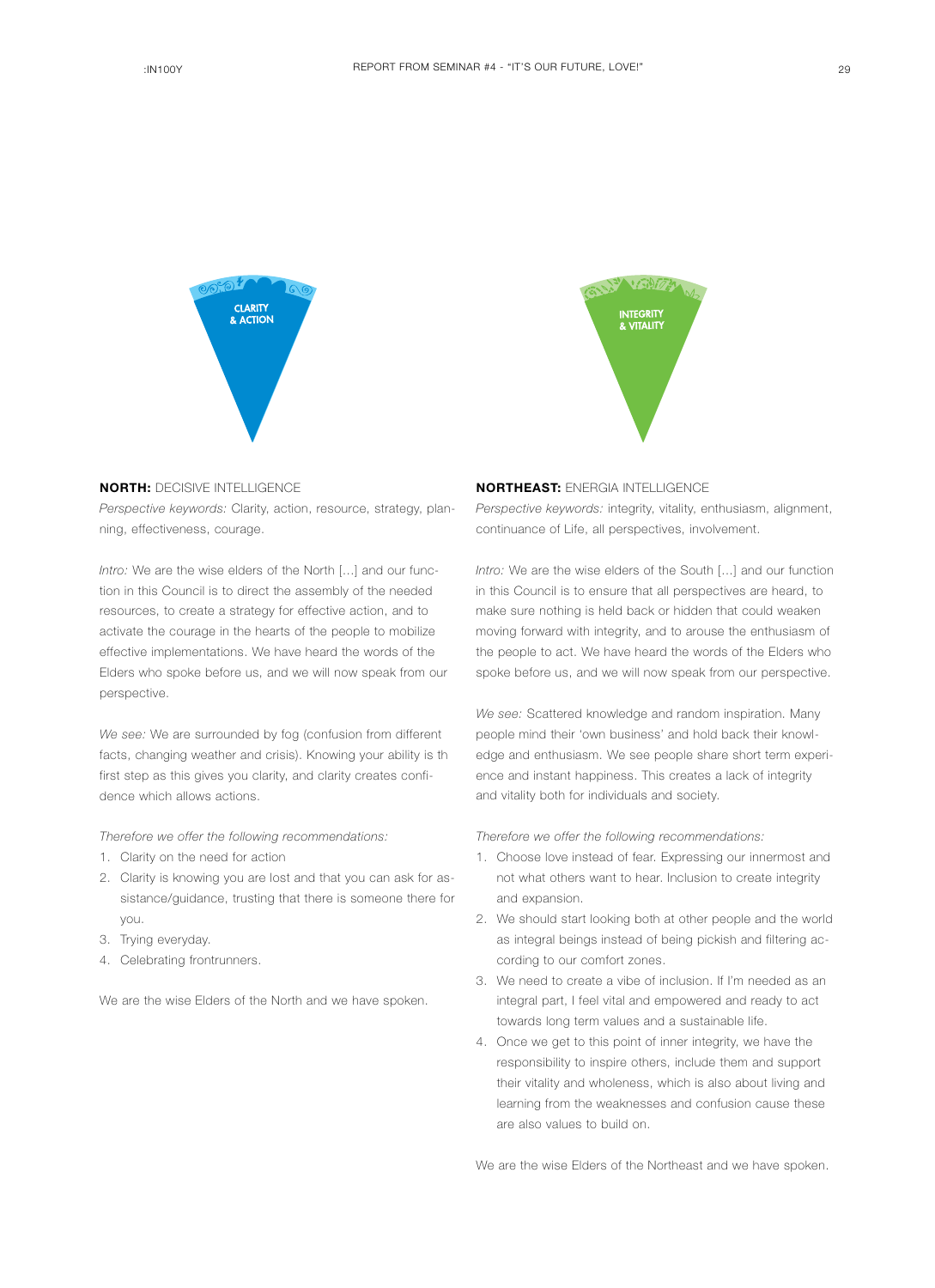CLARITY & ACTION

INTEGRITY & VITALITY

**NORTH:** DECISIVE INTELLIGENCE

*Perspective keywords:* Clarity, action, resource, strategy, planning, effectiveness, courage.

*Intro:* We are the wise elders of the North [...] and our function in this Council is to direct the assembly of the needed resources, to create a strategy for effective action, and to activate the courage in the hearts of the people to mobilize effective implementations. We have heard the words of the Elders who spoke before us, and we will now speak from our perspective.

*We see:* We are surrounded by fog (confusion from different facts, changing weather and crisis). Knowing your ability is th first step as this gives you clarity, and clarity creates confidence which allows actions.

*Therefore we offer the following recommendations:*

1. Clarity on the need for action
2. Clarity is knowing you are lost and that you can ask for assistance/guidance, trusting that there is someone there for you.
3. Trying everyday.
4. Celebrating frontrunners.

We are the wise Elders of the North and we have spoken.

**NORTHEAST:** ENERGIA INTELLIGENCE

*Perspective keywords:* integrity, vitality, enthusiasm, alignment, continuance of Life, all perspectives, involvement.

*Intro:* We are the wise elders of the South [...] and our function in this Council is to ensure that all perspectives are heard, to make sure nothing is held back or hidden that could weaken moving forward with integrity, and to arouse the enthusiasm of the people to act. We have heard the words of the Elders who spoke before us, and we will now speak from our perspective.

*We see:* Scattered knowledge and random inspiration. Many people mind their 'own business' and hold back their knowledge and enthusiasm. We see people share short term experience and instant happiness. This creates a lack of integrity and vitality both for individuals and society.

*Therefore we offer the following recommendations:*

1. Choose love instead of fear. Expressing our innermost and not what others want to hear. Inclusion to create integrity and expansion.
2. We should start looking both at other people and the world as integral beings instead of being pickish and filtering according to our comfort zones.
3. We need to create a vibe of inclusion. If I'm needed as an integral part, I feel vital and empowered and ready to act towards long term values and a sustainable life.
4. Once we get to this point of inner integrity, we have the responsibility to inspire others, include them and support their vitality and wholeness, which is also about living and learning from the weaknesses and confusion cause these are also values to build on.

We are the wise Elders of the Northeast and we have spoken.